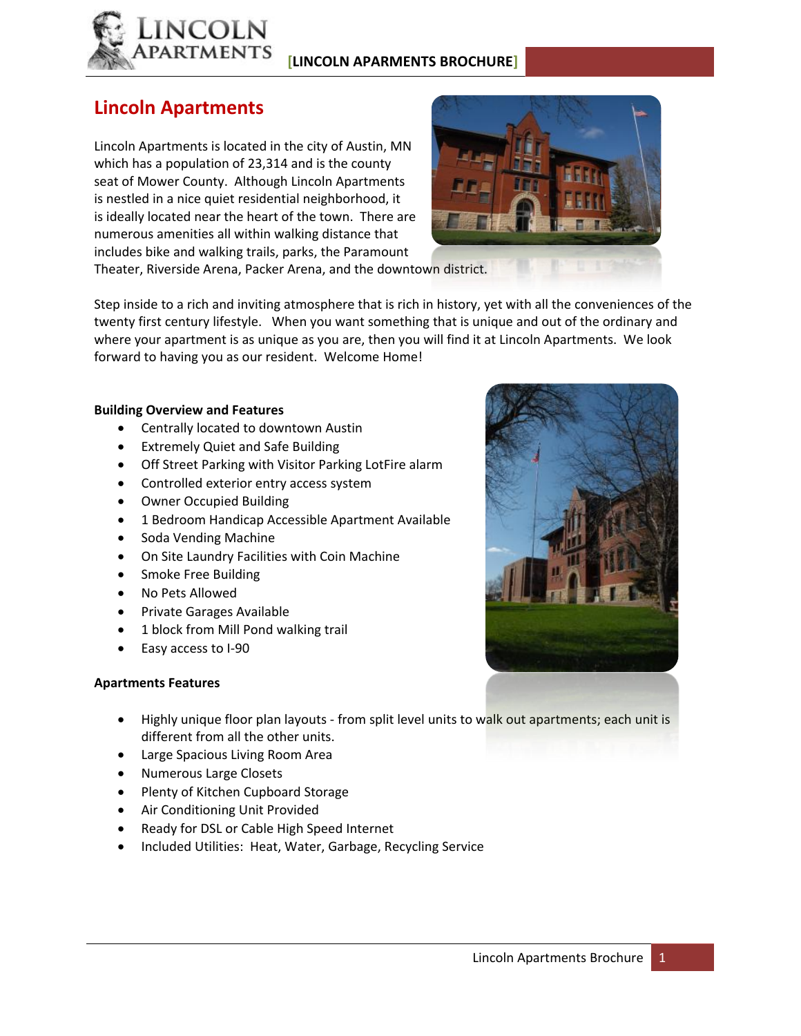# Lincoln Apartments

Lincoln Apartments is located in the city of Austin, MN which has a population of 23,314 and is the county seat of Mower County. Although Lincoln Apartments is nestled in a nice quiet residential neighborhood, it is ideally located near the heart of the town. There are numerous amenities all within walking distance that includes bike and walking trails, parks, the Paramount Theater, Riverside Arena, Packer Arena, and the downtown district.

Step inside to a rich and inviting atmosphere that is rich in history, yet with all the conveniences of the twenty first century lifestyle. When you want something that is unique and out of the ordinary and where your apartment is as unique as you are, then you will find it at Lincoln Apartments. We look forward to having you as our resident. Welcome Home!

**Building Overview and Features**

- Centrally located to downtown Austin
- Extremely Quiet and Safe Building
- Off Street Parking with Visitor Parking LotFire alarm
- Controlled exterior entry access system
- Owner Occupied Building
- 1 Bedroom Handicap Accessible Apartment Available
- Soda Vending Machine
- On Site Laundry Facilities with Coin Machine
- Smoke Free Building
- No Pets Allowed
- Private Garages Available
- 1 block from Mill Pond walking trail
- Easy access to I-90

**Apartments Features**

- Highly unique floor plan layouts - from split level units to walk out apartments; each unit is different from all the other units.
- Large Spacious Living Room Area
- Numerous Large Closets
- Plenty of Kitchen Cupboard Storage
- Air Conditioning Unit Provided
- Ready for DSL or Cable High Speed Internet
- Included Utilities: Heat, Water, Garbage, Recycling Service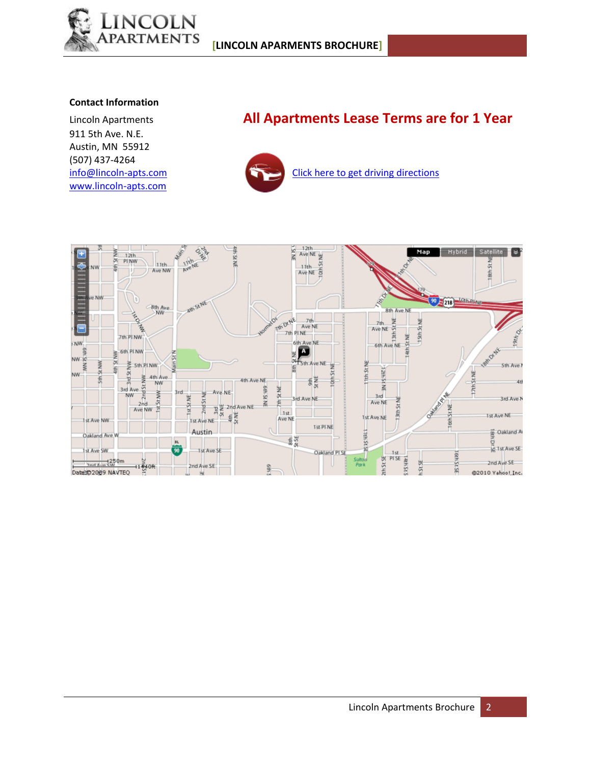**Contact Information**

Lincoln Apartments
911 5th Ave. N.E.
Austin, MN 55912
(507) 437-4264
info@lincoln-apts.com
www.lincoln-apts.com

## All Apartments Lease Terms are for 1 Year

Click here to get driving directions